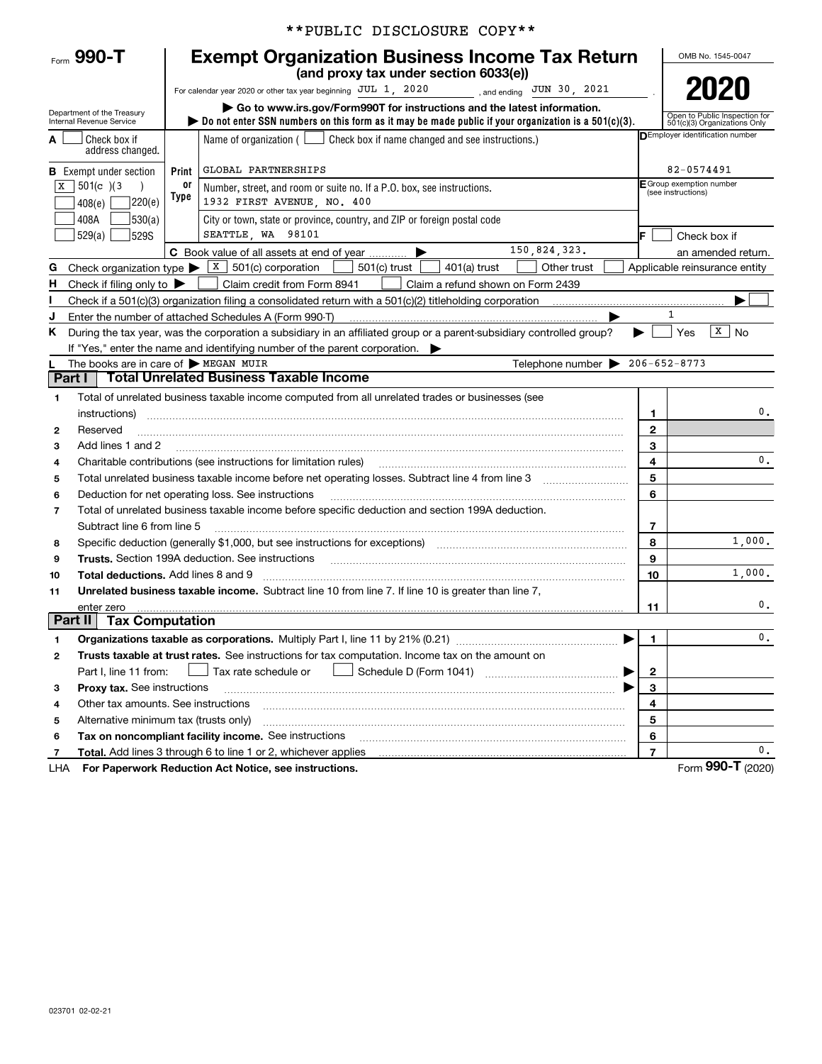**PUBLIC DISCLOSURE COPY**

Form **990-T**

# Exempt Organization Business Income Tax Return

**(and proxy tax under section 6033(e))**

For calendar year 2020 or other tax year beginning JUL 1, 2020 , and ending JUN 30, 2021 .

▶ Go to www.irs.gov/Form990T for instructions and the latest information.

▶ Do not enter SSN numbers on this form as it may be made public if your organization is a 501(c)(3).

Department of the Treasury
Internal Revenue Service

OMB No. 1545-0047

**2020**

Open to Public Inspection for 501(c)(3) Organizations Only

**A** ☐ Check box if address changed.

**B** Exempt under section
☒ 501(c)(3)
☐ 408(e) ☐ 220(e)
☐ 408A ☐ 530(a)
☐ 529(a) ☐ 529S

Print or Type

Name of organization ( ☐ Check box if name changed and see instructions.)
GLOBAL PARTNERSHIPS

Number, street, and room or suite no. If a P.O. box, see instructions.
1932 FIRST AVENUE, NO. 400

City or town, state or province, country, and ZIP or foreign postal code
SEATTLE, WA 98101

**D** Employer identification number
82-0574491

**E** Group exemption number (see instructions)

**F** ☐ Check box if an amended return.

**C** Book value of all assets at end of year ▶ 150,824,323.

**G** Check organization type ▶ ☒ 501(c) corporation ☐ 501(c) trust ☐ 401(a) trust ☐ Other trust ☐ Applicable reinsurance entity

**H** Check if filing only to ▶ ☐ Claim credit from Form 8941 ☐ Claim a refund shown on Form 2439

**I** Check if a 501(c)(3) organization filing a consolidated return with a 501(c)(2) titleholding corporation ▶ ☐

**J** Enter the number of attached Schedules A (Form 990-T) ▶ 1

**K** During the tax year, was the corporation a subsidiary in an affiliated group or a parent-subsidiary controlled group? ▶ ☐ Yes ☒ No

If "Yes," enter the name and identifying number of the parent corporation. ▶

**L** The books are in care of ▶ MEGAN MUIR Telephone number ▶ 206-652-8773

## Part I Total Unrelated Business Taxable Income

| | | | |
|---|---|---|---|
| 1 | Total of unrelated business taxable income computed from all unrelated trades or businesses (see instructions) | 1 | 0. |
| 2 | Reserved | 2 | |
| 3 | Add lines 1 and 2 | 3 | |
| 4 | Charitable contributions (see instructions for limitation rules) | 4 | 0. |
| 5 | Total unrelated business taxable income before net operating losses. Subtract line 4 from line 3 | 5 | |
| 6 | Deduction for net operating loss. See instructions | 6 | |
| 7 | Total of unrelated business taxable income before specific deduction and section 199A deduction. Subtract line 6 from line 5 | 7 | |
| 8 | Specific deduction (generally $1,000, but see instructions for exceptions) | 8 | 1,000. |
| 9 | **Trusts.** Section 199A deduction. See instructions | 9 | |
| 10 | **Total deductions.** Add lines 8 and 9 | 10 | 1,000. |
| 11 | **Unrelated business taxable income.** Subtract line 10 from line 7. If line 10 is greater than line 7, enter zero | 11 | 0. |

## Part II Tax Computation

| | | | |
|---|---|---|---|
| 1 | **Organizations taxable as corporations.** Multiply Part I, line 11 by 21% (0.21) ▶ | 1 | 0. |
| 2 | **Trusts taxable at trust rates.** See instructions for tax computation. Income tax on the amount on Part I, line 11 from: ☐ Tax rate schedule or ☐ Schedule D (Form 1041) ▶ | 2 | |
| 3 | **Proxy tax.** See instructions ▶ | 3 | |
| 4 | Other tax amounts. See instructions | 4 | |
| 5 | Alternative minimum tax (trusts only) | 5 | |
| 6 | **Tax on noncompliant facility income.** See instructions | 6 | |
| 7 | **Total.** Add lines 3 through 6 to line 1 or 2, whichever applies | 7 | 0. |

LHA **For Paperwork Reduction Act Notice, see instructions.** Form **990-T** (2020)

023701 02-02-21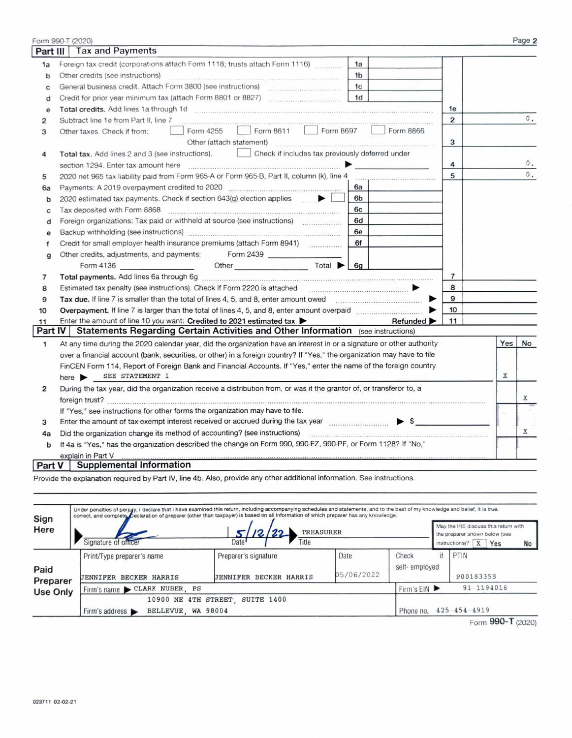Form 990-T (2020)

## Part III Tax and Payments

| | | | | | |
|---|---|---|---|---|---|
| 1a | Foreign tax credit (corporations attach Form 1118; trusts attach Form 1116) | 1a | | | |
| b | Other credits (see instructions) | 1b | | | |
| c | General business credit. Attach Form 3800 (see instructions) | 1c | | | |
| d | Credit for prior year minimum tax (attach Form 8801 or 8827) | 1d | | | |
| e | **Total credits.** Add lines 1a through 1d | | | 1e | |
| 2 | Subtract line 1e from Part II, line 7 | | | 2 | 0. |
| 3 | Other taxes. Check if from: ☐ Form 4255 ☐ Form 8611 ☐ Form 8697 ☐ Form 8866 ☐ Other (attach statement) | | | 3 | |
| 4 | **Total tax.** Add lines 2 and 3 (see instructions). ☐ Check if includes tax previously deferred under section 1294. Enter tax amount here ▶ | | | 4 | 0. |
| 5 | 2020 net 965 tax liability paid from Form 965-A or Form 965-B, Part II, column (k), line 4 | | | 5 | 0. |
| 6a | Payments: A 2019 overpayment credited to 2020 | 6a | | | |
| b | 2020 estimated tax payments. Check if section 643(g) election applies ▶ ☐ | 6b | | | |
| c | Tax deposited with Form 8868 | 6c | | | |
| d | Foreign organizations: Tax paid or withheld at source (see instructions) | 6d | | | |
| e | Backup withholding (see instructions) | 6e | | | |
| f | Credit for small employer health insurance premiums (attach Form 8941) | 6f | | | |
| g | Other credits, adjustments, and payments: Form 2439 ______ Form 4136 ______ Other ______ Total ▶ | 6g | | | |
| 7 | **Total payments.** Add lines 6a through 6g | | | 7 | |
| 8 | Estimated tax penalty (see instructions). Check if Form 2220 is attached ▶ | | | 8 | |
| 9 | **Tax due.** If line 7 is smaller than the total of lines 4, 5, and 8, enter amount owed ▶ | | | 9 | |
| 10 | **Overpayment.** If line 7 is larger than the total of lines 4, 5, and 8, enter amount overpaid ▶ | | | 10 | |
| 11 | Enter the amount of line 10 you want: **Credited to 2021 estimated tax** ▶ | | Refunded ▶ | 11 | |

## Part IV Statements Regarding Certain Activities and Other Information (see instructions)

| | | Yes | No |
|---|---|---|---|
| 1 | At any time during the 2020 calendar year, did the organization have an interest in or a signature or other authority over a financial account (bank, securities, or other) in a foreign country? If "Yes," the organization may have to file FinCEN Form 114, Report of Foreign Bank and Financial Accounts. If "Yes," enter the name of the foreign country here ▶ SEE STATEMENT 1 | X | |
| 2 | During the tax year, did the organization receive a distribution from, or was it the grantor of, or transferor to, a foreign trust? If "Yes," see instructions for other forms the organization may have to file. | | X |
| 3 | Enter the amount of tax-exempt interest received or accrued during the tax year ▶ $ | | |
| 4a | Did the organization change its method of accounting? (see instructions) | | X |
| b | If 4a is "Yes," has the organization described the change on Form 990, 990-EZ, 990-PF, or Form 1128? If "No," explain in Part V | | |

## Part V Supplemental Information

Provide the explanation required by Part IV, line 4b. Also, provide any other additional information. See instructions.

**Sign Here**

Under penalties of perjury, I declare that I have examined this return, including accompanying schedules and statements, and to the best of my knowledge and belief, it is true, correct, and complete. Declaration of preparer (other than taxpayer) is based on all information of which preparer has any knowledge.

Signature of officer: [signature] Date: 5/12/22 Title: TREASURER

May the IRS discuss this return with the preparer shown below (see instructions)? [X] Yes ☐ No

**Paid Preparer Use Only**

| Print/Type preparer's name | Preparer's signature | Date | Check if self-employed | PTIN |
|---|---|---|---|---|
| JENNIFER BECKER HARRIS | JENNIFER BECKER HARRIS | 05/06/2022 | | P00183358 |
| Firm's name ▶ CLARK NUBER, PS | | | Firm's EIN ▶ 91-1194016 | |
| Firm's address ▶ 10900 NE 4TH STREET, SUITE 1400 BELLEVUE, WA 98004 | | | Phone no. 425-454-4919 | |

Form **990-T** (2020)

023711 02-02-21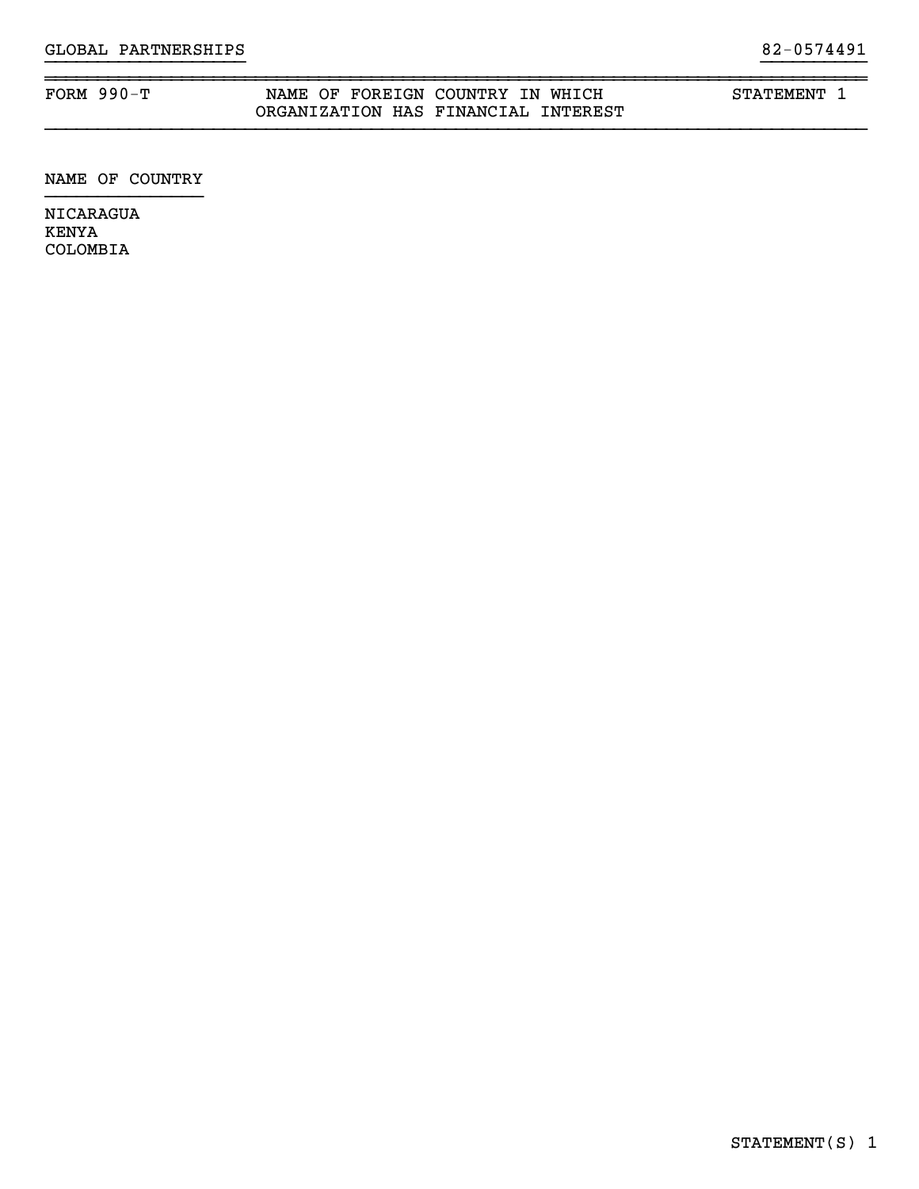GLOBAL PARTNERSHIPS 82-0574491

| FORM 990-T | NAME OF FOREIGN COUNTRY IN WHICH ORGANIZATION HAS FINANCIAL INTEREST | STATEMENT 1 |
|---|---|---|

| NAME OF COUNTRY |
|---|
| NICARAGUA |
| KENYA |
| COLOMBIA |

STATEMENT(S) 1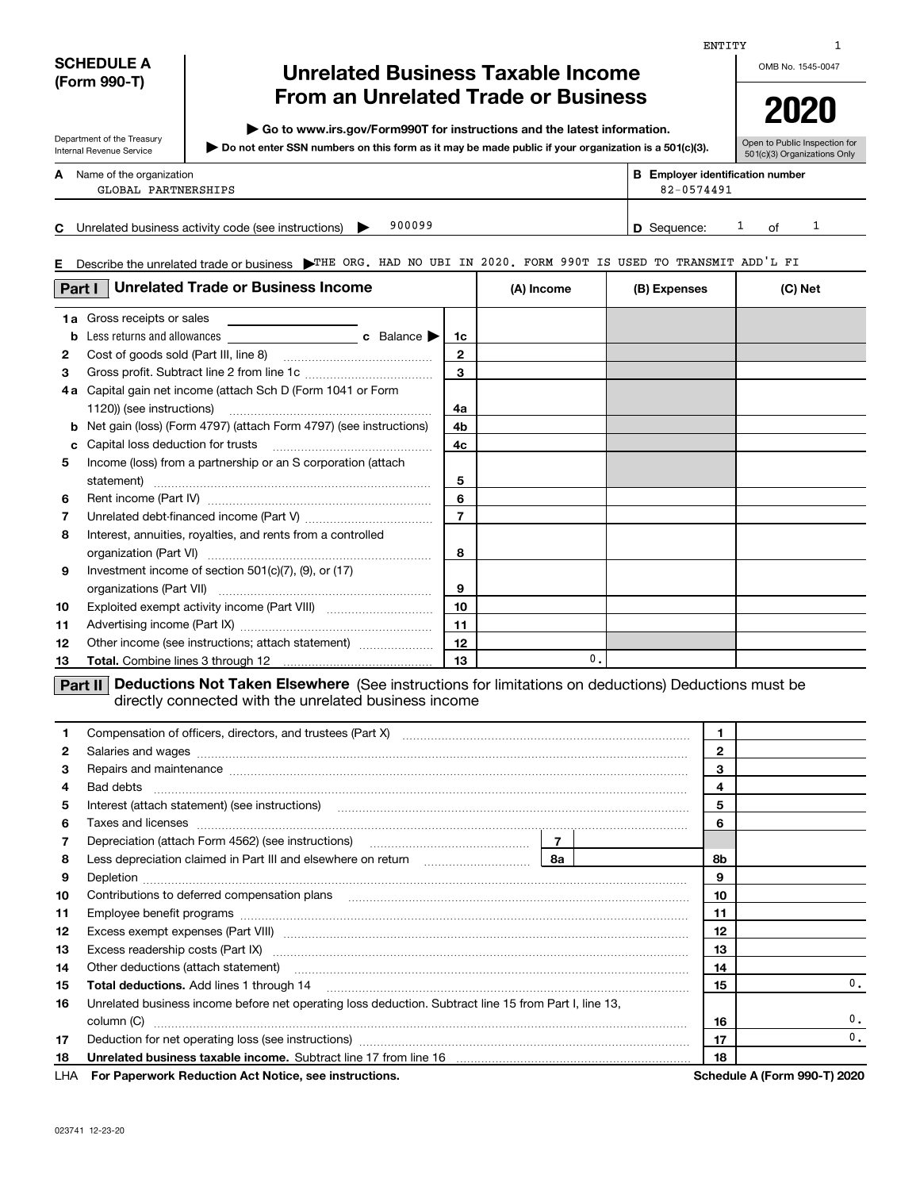ENTITY 1

**SCHEDULE A (Form 990-T)**

Department of the Treasury
Internal Revenue Service

# Unrelated Business Taxable Income From an Unrelated Trade or Business

▶ Go to www.irs.gov/Form990T for instructions and the latest information.

▶ Do not enter SSN numbers on this form as it may be made public if your organization is a 501(c)(3).

OMB No. 1545-0047

**2020**

Open to Public Inspection for 501(c)(3) Organizations Only

**A** Name of the organization: GLOBAL PARTNERSHIPS

**B** Employer identification number: 82-0574491

**C** Unrelated business activity code (see instructions) ▶ 900099

**D** Sequence: 1 of 1

**E** Describe the unrelated trade or business ▶ THE ORG. HAD NO UBI IN 2020. FORM 990T IS USED TO TRANSMIT ADD'L FI

## Part I Unrelated Trade or Business Income

| | | Line | (A) Income | (B) Expenses | (C) Net |
|---|---|---|---|---|---|
| 1a | Gross receipts or sales | | | | |
| b | Less returns and allowances ... c Balance ▶ | 1c | | | |
| 2 | Cost of goods sold (Part III, line 8) | 2 | | | |
| 3 | Gross profit. Subtract line 2 from line 1c | 3 | | | |
| 4a | Capital gain net income (attach Sch D (Form 1041 or Form 1120)) (see instructions) | 4a | | | |
| b | Net gain (loss) (Form 4797) (attach Form 4797) (see instructions) | 4b | | | |
| c | Capital loss deduction for trusts | 4c | | | |
| 5 | Income (loss) from a partnership or an S corporation (attach statement) | 5 | | | |
| 6 | Rent income (Part IV) | 6 | | | |
| 7 | Unrelated debt-financed income (Part V) | 7 | | | |
| 8 | Interest, annuities, royalties, and rents from a controlled organization (Part VI) | 8 | | | |
| 9 | Investment income of section 501(c)(7), (9), or (17) organizations (Part VII) | 9 | | | |
| 10 | Exploited exempt activity income (Part VIII) | 10 | | | |
| 11 | Advertising income (Part IX) | 11 | | | |
| 12 | Other income (see instructions; attach statement) | 12 | | | |
| 13 | **Total.** Combine lines 3 through 12 | 13 | 0. | | |

## Part II Deductions Not Taken Elsewhere (See instructions for limitations on deductions) Deductions must be directly connected with the unrelated business income

| | | Line | Amount |
|---|---|---|---|
| 1 | Compensation of officers, directors, and trustees (Part X) | 1 | |
| 2 | Salaries and wages | 2 | |
| 3 | Repairs and maintenance | 3 | |
| 4 | Bad debts | 4 | |
| 5 | Interest (attach statement) (see instructions) | 5 | |
| 6 | Taxes and licenses | 6 | |
| 7 | Depreciation (attach Form 4562) (see instructions) ... 7 | | |
| 8 | Less depreciation claimed in Part III and elsewhere on return ... 8a | 8b | |
| 9 | Depletion | 9 | |
| 10 | Contributions to deferred compensation plans | 10 | |
| 11 | Employee benefit programs | 11 | |
| 12 | Excess exempt expenses (Part VIII) | 12 | |
| 13 | Excess readership costs (Part IX) | 13 | |
| 14 | Other deductions (attach statement) | 14 | |
| 15 | **Total deductions.** Add lines 1 through 14 | 15 | 0. |
| 16 | Unrelated business income before net operating loss deduction. Subtract line 15 from Part I, line 13, column (C) | 16 | 0. |
| 17 | Deduction for net operating loss (see instructions) | 17 | 0. |
| 18 | **Unrelated business taxable income.** Subtract line 17 from line 16 | 18 | |

LHA **For Paperwork Reduction Act Notice, see instructions.** **Schedule A (Form 990-T) 2020**

023741 12-23-20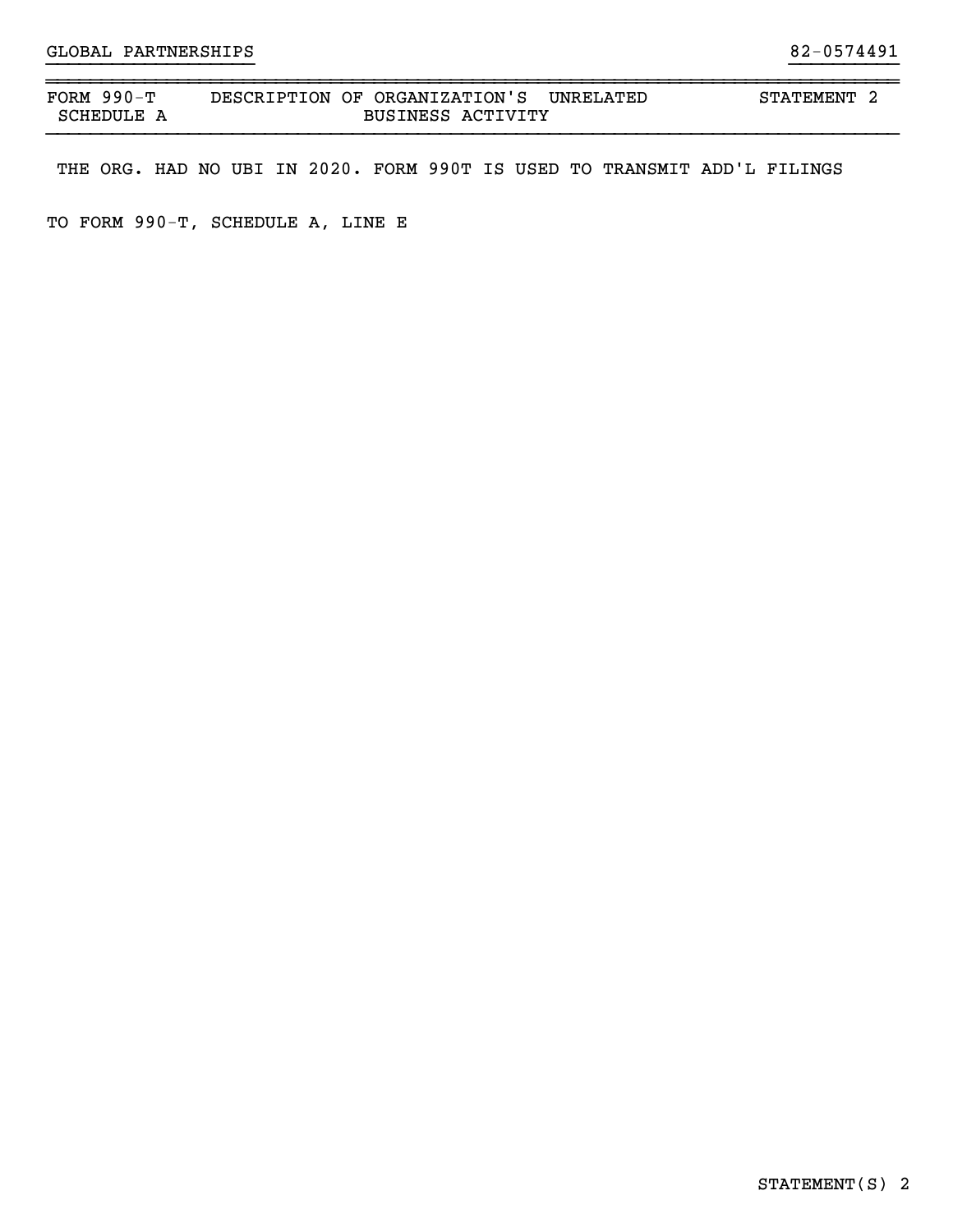GLOBAL PARTNERSHIPS 82-0574491

| FORM 990-T SCHEDULE A | DESCRIPTION OF ORGANIZATION'S UNRELATED BUSINESS ACTIVITY | STATEMENT 2 |
| --- | --- | --- |

THE ORG. HAD NO UBI IN 2020. FORM 990T IS USED TO TRANSMIT ADD'L FILINGS

TO FORM 990-T, SCHEDULE A, LINE E

STATEMENT(S) 2